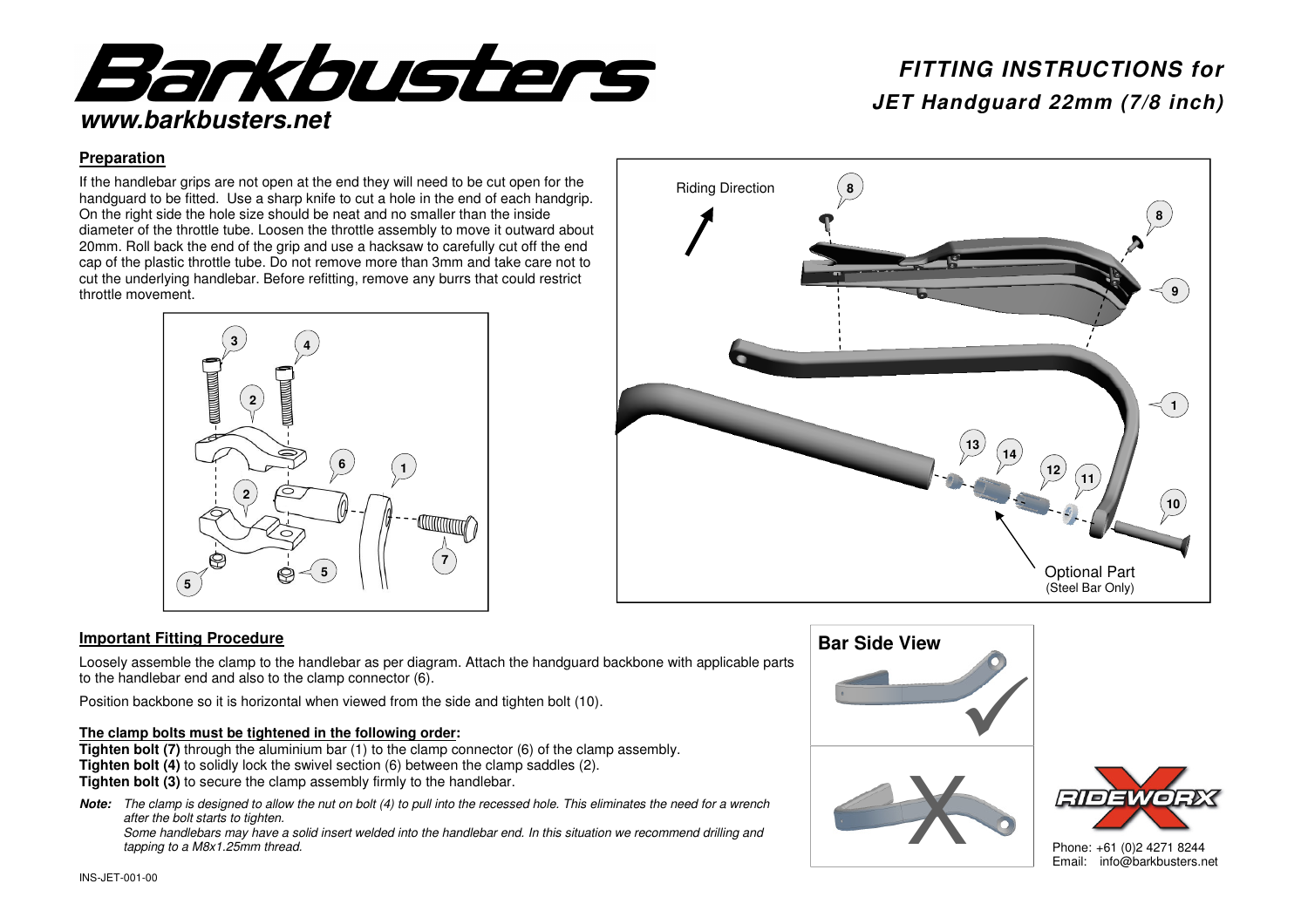# Barkbusters

**www.barkbusters.net**

## FITTING INSTRUCTIONS for JET Handguard 22mm (7/8 inch)

### Preparation

If the handlebar grips are not open at the end they will need to be cut open for the handguard to be fitted. Use a sharp knife to cut a hole in the end of each handgrip. On the right side the hole size should be neat and no smaller than the inside diameter of the throttle tube. Loosen the throttle assembly to move it outward about 20mm. Roll back the end of the grip and use a hacksaw to carefully cut off the end cap of the plastic throttle tube. Do not remove more than 3mm and take care not to cut the underlying handlebar. Before refitting, remove any burrs that could restrict throttle movement.

Riding Direction

Optional Part
(Steel Bar Only)

### Important Fitting Procedure

Loosely assemble the clamp to the handlebar as per diagram. Attach the handguard backbone with applicable parts to the handlebar end and also to the clamp connector (6).

Position backbone so it is horizontal when viewed from the side and tighten bolt (10).

**The clamp bolts must be tightened in the following order:**

**Tighten bolt (7)** through the aluminium bar (1) to the clamp connector (6) of the clamp assembly.
**Tighten bolt (4)** to solidly lock the swivel section (6) between the clamp saddles (2).
**Tighten bolt (3)** to secure the clamp assembly firmly to the handlebar.

***Note:*** *The clamp is designed to allow the nut on bolt (4) to pull into the recessed hole. This eliminates the need for a wrench after the bolt starts to tighten.*
*Some handlebars may have a solid insert welded into the handlebar end. In this situation we recommend drilling and tapping to a M8x1.25mm thread.*

**Bar Side View**

RIDEWORX

Phone: +61 (0)2 4271 8244
Email: info@barkbusters.net

INS-JET-001-00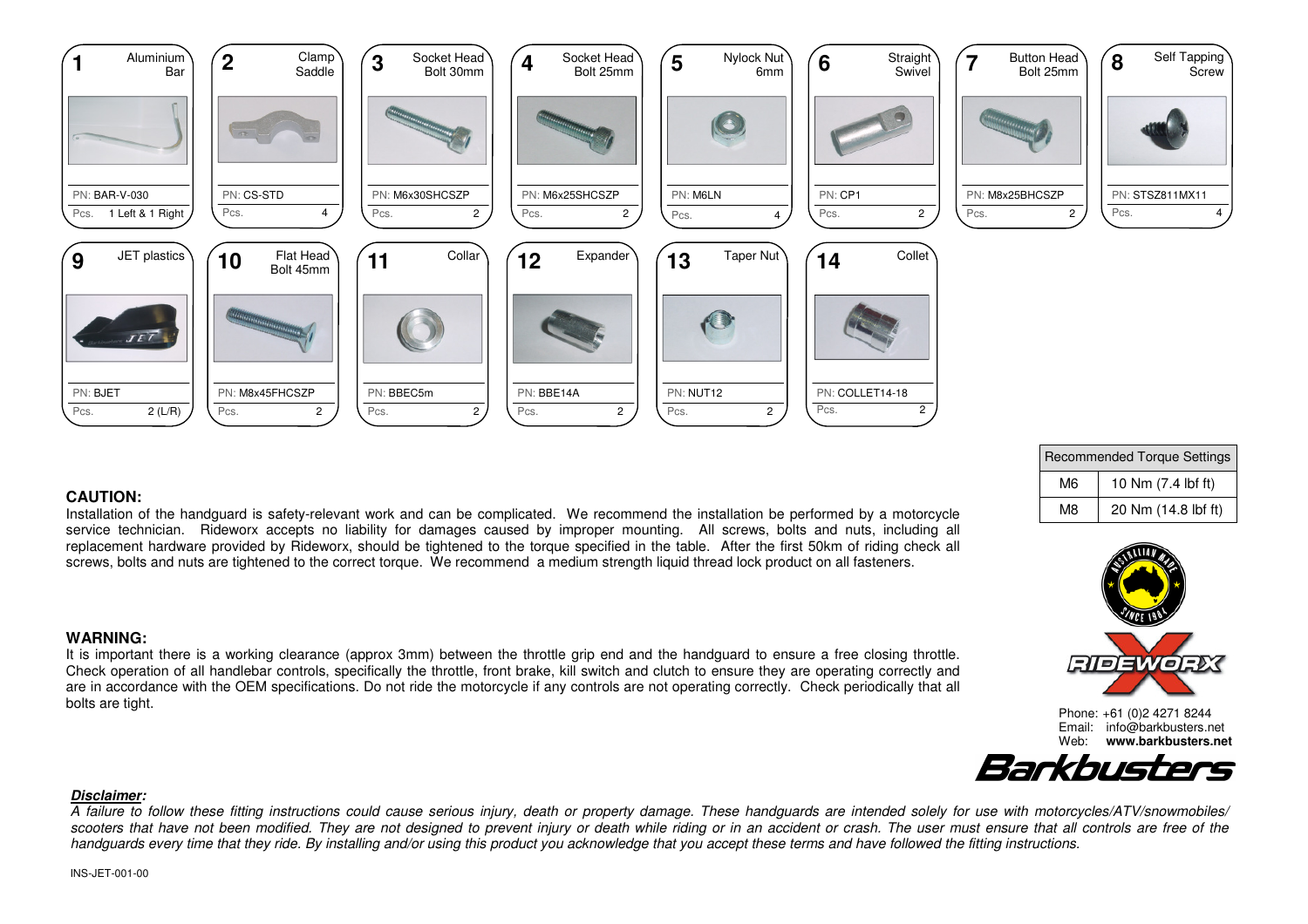| # | Description | PN | Pcs. |
|---|---|---|---|
| 1 | Aluminium Bar | BAR-V-030 | 1 Left & 1 Right |
| 2 | Clamp Saddle | CS-STD | 4 |
| 3 | Socket Head Bolt 30mm | M6x30SHCSZP | 2 |
| 4 | Socket Head Bolt 25mm | M6x25SHCSZP | 2 |
| 5 | Nylock Nut 6mm | M6LN | 4 |
| 6 | Straight Swivel | CP1 | 2 |
| 7 | Button Head Bolt 25mm | M8x25BHCSZP | 2 |
| 8 | Self Tapping Screw | STSZ811MX11 | 4 |
| 9 | JET plastics | BJET | 2 (L/R) |
| 10 | Flat Head Bolt 45mm | M8x45FHCSZP | 2 |
| 11 | Collar | BBEC5m | 2 |
| 12 | Expander | BBE14A | 2 |
| 13 | Taper Nut | NUT12 | 2 |
| 14 | Collet | COLLET14-18 | 2 |

| Recommended Torque Settings | |
|---|---|
| M6 | 10 Nm (7.4 lbf ft) |
| M8 | 20 Nm (14.8 lbf ft) |

**CAUTION:**
Installation of the handguard is safety-relevant work and can be complicated. We recommend the installation be performed by a motorcycle service technician. Rideworx accepts no liability for damages caused by improper mounting. All screws, bolts and nuts, including all replacement hardware provided by Rideworx, should be tightened to the torque specified in the table. After the first 50km of riding check all screws, bolts and nuts are tightened to the correct torque. We recommend a medium strength liquid thread lock product on all fasteners.

**WARNING:**
It is important there is a working clearance (approx 3mm) between the throttle grip end and the handguard to ensure a free closing throttle. Check operation of all handlebar controls, specifically the throttle, front brake, kill switch and clutch to ensure they are operating correctly and are in accordance with the OEM specifications. Do not ride the motorcycle if any controls are not operating correctly. Check periodically that all bolts are tight.

AUSTRALIAN MADE SINCE 1984

RIDEWORX

Phone: +61 (0)2 4271 8244
Email: info@barkbusters.net
Web: **www.barkbusters.net**

Barkbusters

***Disclaimer:***
*A failure to follow these fitting instructions could cause serious injury, death or property damage. These handguards are intended solely for use with motorcycles/ATV/snowmobiles/ scooters that have not been modified. They are not designed to prevent injury or death while riding or in an accident or crash. The user must ensure that all controls are free of the handguards every time that they ride. By installing and/or using this product you acknowledge that you accept these terms and have followed the fitting instructions.*

INS-JET-001-00